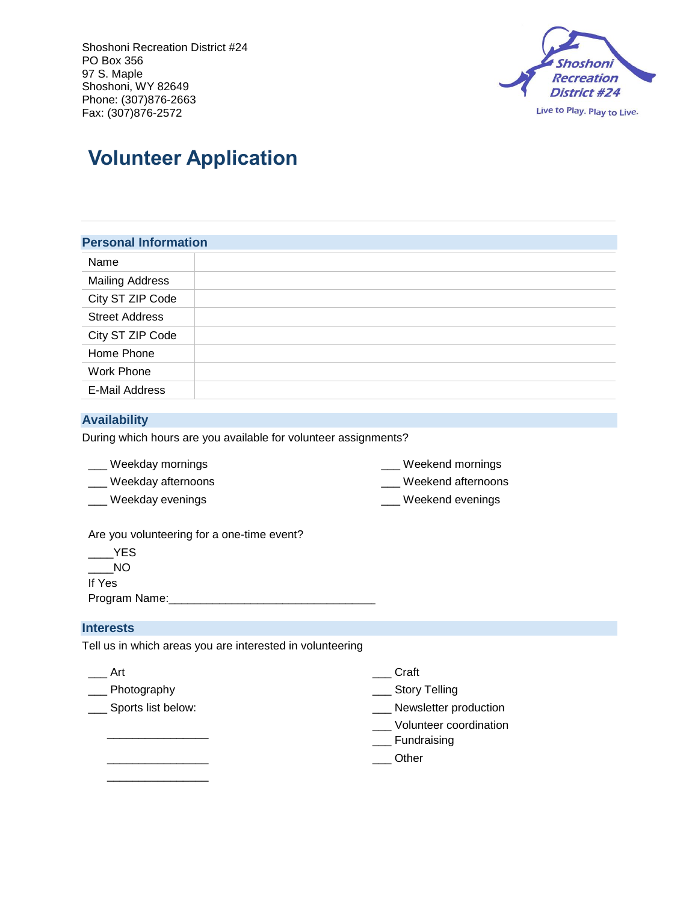Shoshoni Recreation District #24
PO Box 356
97 S. Maple
Shoshoni, WY 82649
Phone: (307)876-2663
Fax: (307)876-2572

Shoshoni Recreation District #24
Live to Play. Play to Live.

# Volunteer Application

---

## Personal Information

| | |
|---|---|
| Name | |
| Mailing Address | |
| City ST ZIP Code | |
| Street Address | |
| City ST ZIP Code | |
| Home Phone | |
| Work Phone | |
| E-Mail Address | |

## Availability

During which hours are you available for volunteer assignments?

___ Weekday mornings
___ Weekday afternoons
___ Weekday evenings
___ Weekend mornings
___ Weekend afternoons
___ Weekend evenings

Are you volunteering for a one-time event?
____YES
____NO
If Yes
Program Name:________________________________

## Interests

Tell us in which areas you are interested in volunteering

___ Art
___ Photography
___ Sports list below:
________________
________________
________________
___ Craft
___ Story Telling
___ Newsletter production
___ Volunteer coordination
___ Fundraising
___ Other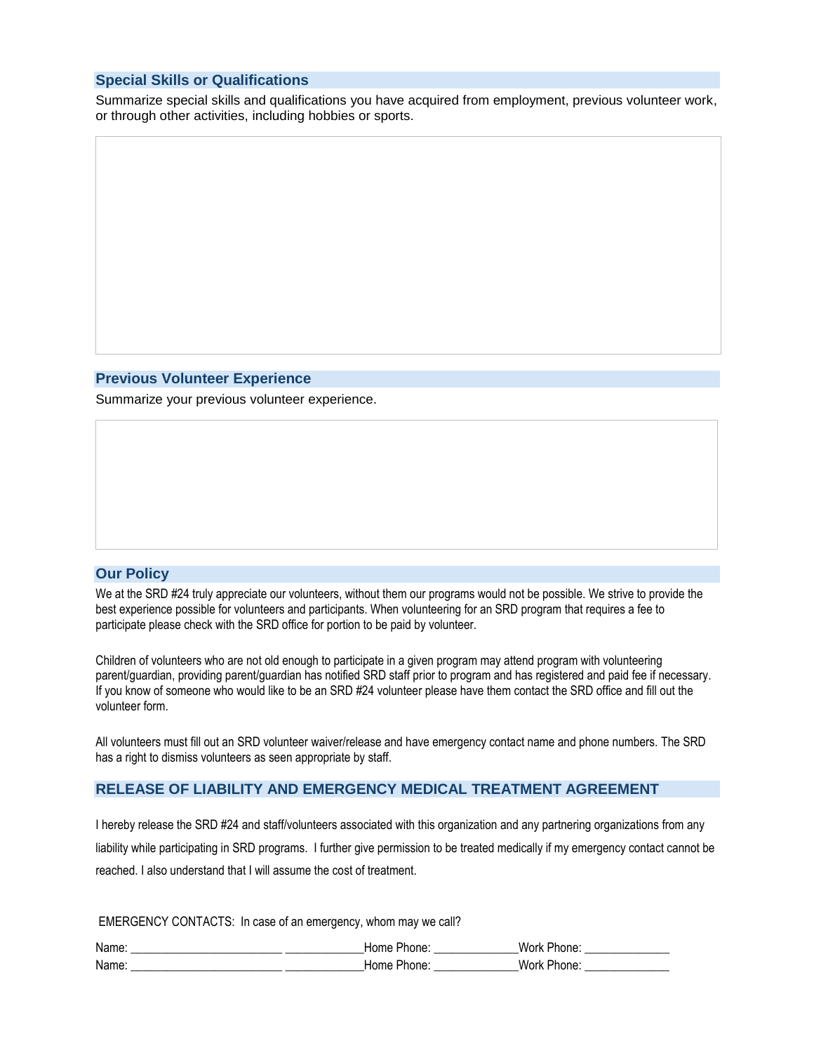## Special Skills or Qualifications

Summarize special skills and qualifications you have acquired from employment, previous volunteer work, or through other activities, including hobbies or sports.

## Previous Volunteer Experience

Summarize your previous volunteer experience.

## Our Policy

We at the SRD #24 truly appreciate our volunteers, without them our programs would not be possible. We strive to provide the best experience possible for volunteers and participants. When volunteering for an SRD program that requires a fee to participate please check with the SRD office for portion to be paid by volunteer.

Children of volunteers who are not old enough to participate in a given program may attend program with volunteering parent/guardian, providing parent/guardian has notified SRD staff prior to program and has registered and paid fee if necessary. If you know of someone who would like to be an SRD #24 volunteer please have them contact the SRD office and fill out the volunteer form.

All volunteers must fill out an SRD volunteer waiver/release and have emergency contact name and phone numbers. The SRD has a right to dismiss volunteers as seen appropriate by staff.

## RELEASE OF LIABILITY AND EMERGENCY MEDICAL TREATMENT AGREEMENT

I hereby release the SRD #24 and staff/volunteers associated with this organization and any partnering organizations from any liability while participating in SRD programs. I further give permission to be treated medically if my emergency contact cannot be reached. I also understand that I will assume the cost of treatment.

EMERGENCY CONTACTS: In case of an emergency, whom may we call?

Name: ________________________ ____________Home Phone: _____________Work Phone: _____________

Name: ________________________ ____________Home Phone: _____________Work Phone: _____________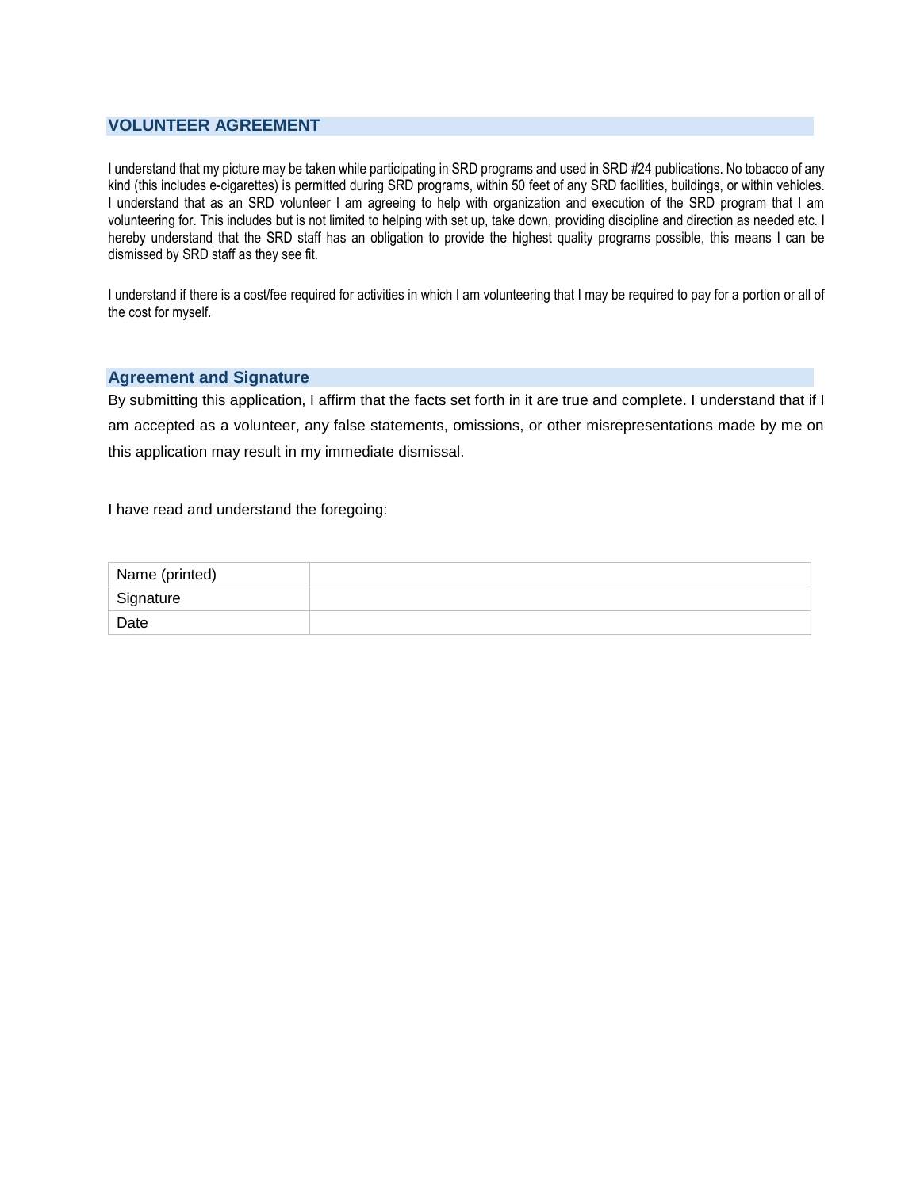## VOLUNTEER AGREEMENT

I understand that my picture may be taken while participating in SRD programs and used in SRD #24 publications. No tobacco of any kind (this includes e-cigarettes) is permitted during SRD programs, within 50 feet of any SRD facilities, buildings, or within vehicles. I understand that as an SRD volunteer I am agreeing to help with organization and execution of the SRD program that I am volunteering for. This includes but is not limited to helping with set up, take down, providing discipline and direction as needed etc. I hereby understand that the SRD staff has an obligation to provide the highest quality programs possible, this means I can be dismissed by SRD staff as they see fit.

I understand if there is a cost/fee required for activities in which I am volunteering that I may be required to pay for a portion or all of the cost for myself.

## Agreement and Signature

By submitting this application, I affirm that the facts set forth in it are true and complete. I understand that if I am accepted as a volunteer, any false statements, omissions, or other misrepresentations made by me on this application may result in my immediate dismissal.

I have read and understand the foregoing:

| | |
|---|---|
| Name (printed) | |
| Signature | |
| Date | |